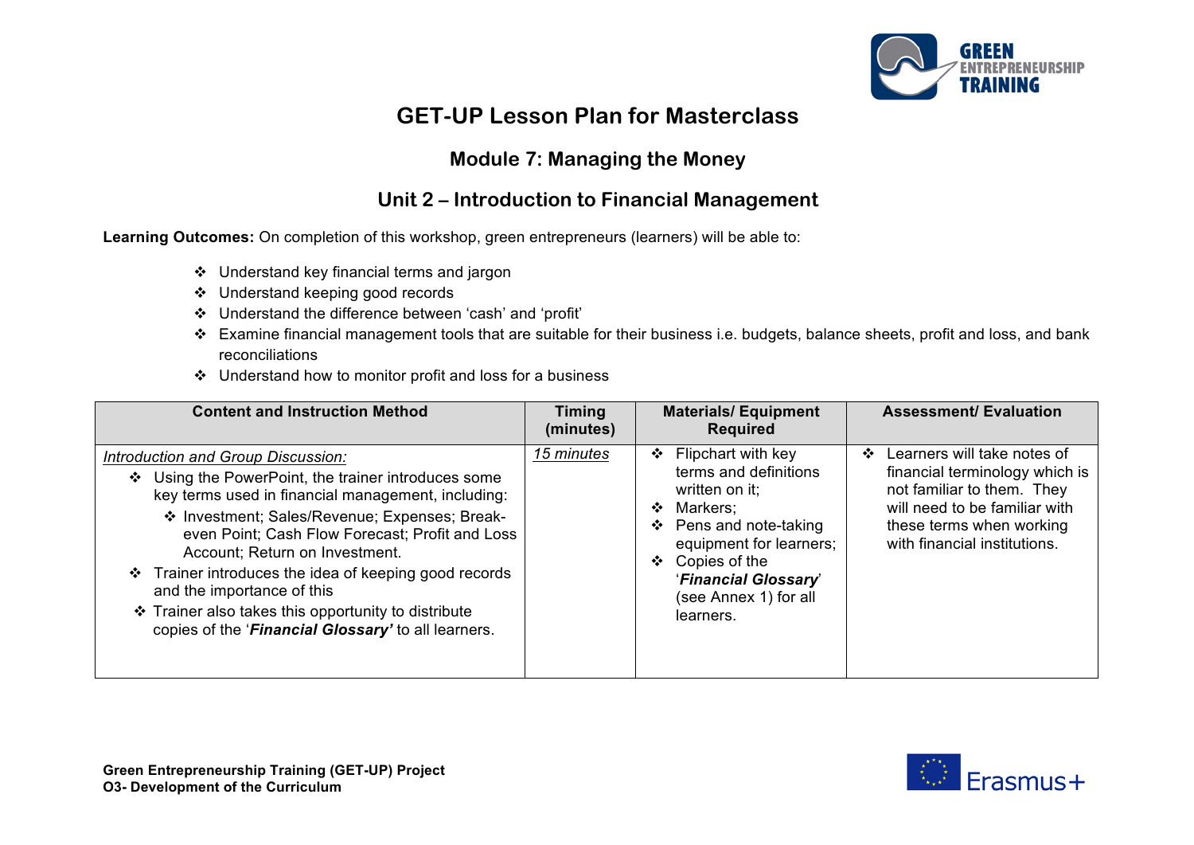# GET-UP Lesson Plan for Masterclass

## Module 7: Managing the Money

## Unit 2 – Introduction to Financial Management

**Learning Outcomes:** On completion of this workshop, green entrepreneurs (learners) will be able to:

- Understand key financial terms and jargon
- Understand keeping good records
- Understand the difference between 'cash' and 'profit'
- Examine financial management tools that are suitable for their business i.e. budgets, balance sheets, profit and loss, and bank reconciliations
- Understand how to monitor profit and loss for a business

| Content and Instruction Method | Timing (minutes) | Materials/ Equipment Required | Assessment/ Evaluation |
|---|---|---|---|
| *Introduction and Group Discussion:*<br>❖ Using the PowerPoint, the trainer introduces some key terms used in financial management, including:<br>  ❖ Investment; Sales/Revenue; Expenses; Break-even Point; Cash Flow Forecast; Profit and Loss Account; Return on Investment.<br>❖ Trainer introduces the idea of keeping good records and the importance of this<br>❖ Trainer also takes this opportunity to distribute copies of the '***Financial Glossary'*** to all learners. | *15 minutes* | ❖ Flipchart with key terms and definitions written on it;<br>❖ Markers;<br>❖ Pens and note-taking equipment for learners;<br>❖ Copies of the '***Financial Glossary***' (see Annex 1) for all learners. | ❖ Learners will take notes of financial terminology which is not familiar to them. They will need to be familiar with these terms when working with financial institutions. |

**Green Entrepreneurship Training (GET-UP) Project**
**O3- Development of the Curriculum**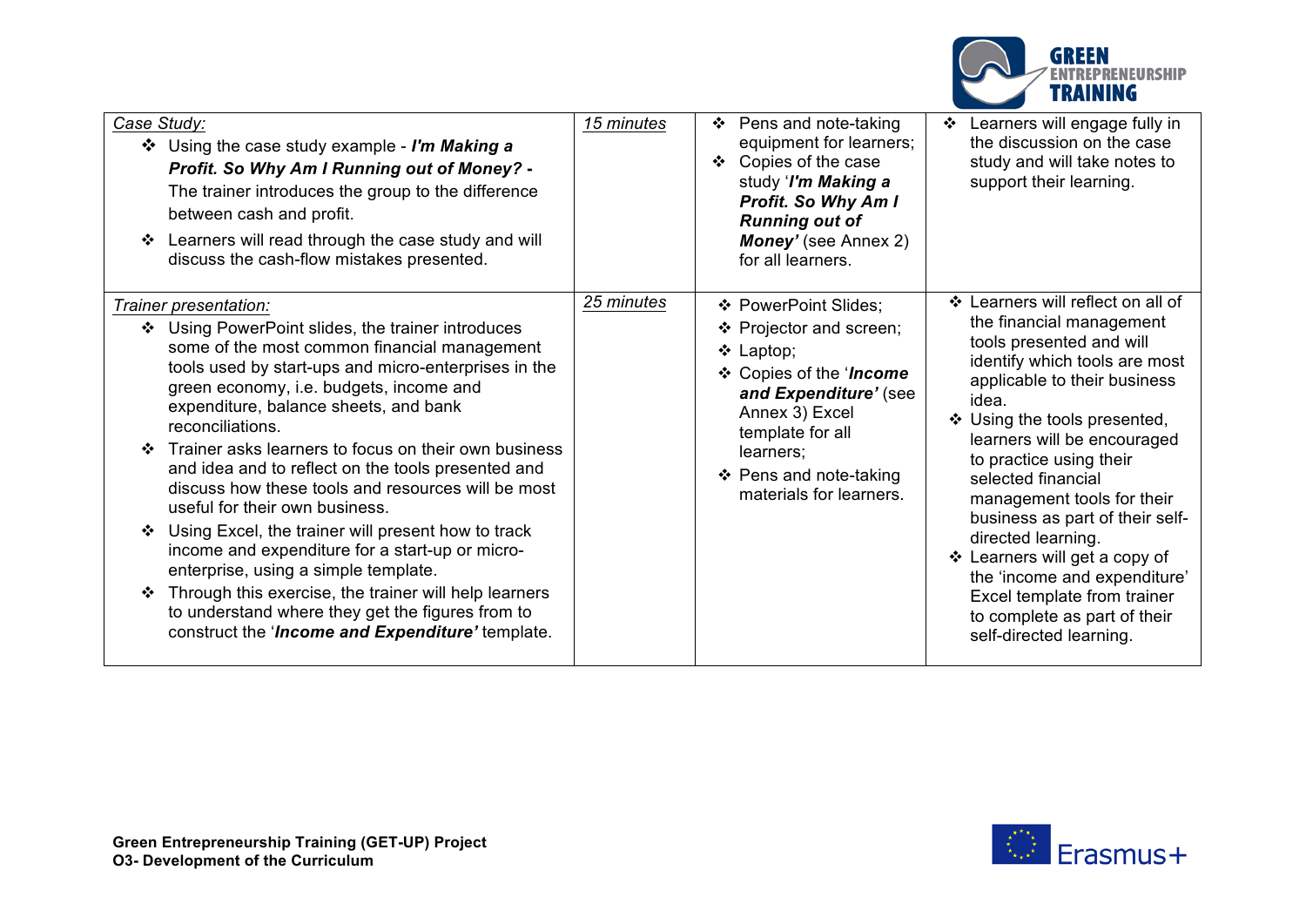| | | | |
|---|---|---|---|
| <u>*Case Study:*</u><br>❖ Using the case study example - ***I'm Making a Profit. So Why Am I Running out of Money? -*** The trainer introduces the group to the difference between cash and profit.<br>❖ Learners will read through the case study and will discuss the cash-flow mistakes presented. | <u>*15 minutes*</u> | ❖ Pens and note-taking equipment for learners;<br>❖ Copies of the case study '***I'm Making a Profit. So Why Am I Running out of Money'*** (see Annex 2) for all learners. | ❖ Learners will engage fully in the discussion on the case study and will take notes to support their learning. |
| <u>*Trainer presentation:*</u><br>❖ Using PowerPoint slides, the trainer introduces some of the most common financial management tools used by start-ups and micro-enterprises in the green economy, i.e. budgets, income and expenditure, balance sheets, and bank reconciliations.<br>❖ Trainer asks learners to focus on their own business and idea and to reflect on the tools presented and discuss how these tools and resources will be most useful for their own business.<br>❖ Using Excel, the trainer will present how to track income and expenditure for a start-up or micro-enterprise, using a simple template.<br>❖ Through this exercise, the trainer will help learners to understand where they get the figures from to construct the '***Income and Expenditure'*** template. | <u>*25 minutes*</u> | ❖ PowerPoint Slides;<br>❖ Projector and screen;<br>❖ Laptop;<br>❖ Copies of the '***Income and Expenditure'*** (see Annex 3) Excel template for all learners;<br>❖ Pens and note-taking materials for learners. | ❖ Learners will reflect on all of the financial management tools presented and will identify which tools are most applicable to their business idea.<br>❖ Using the tools presented, learners will be encouraged to practice using their selected financial management tools for their business as part of their self-directed learning.<br>❖ Learners will get a copy of the 'income and expenditure' Excel template from trainer to complete as part of their self-directed learning. |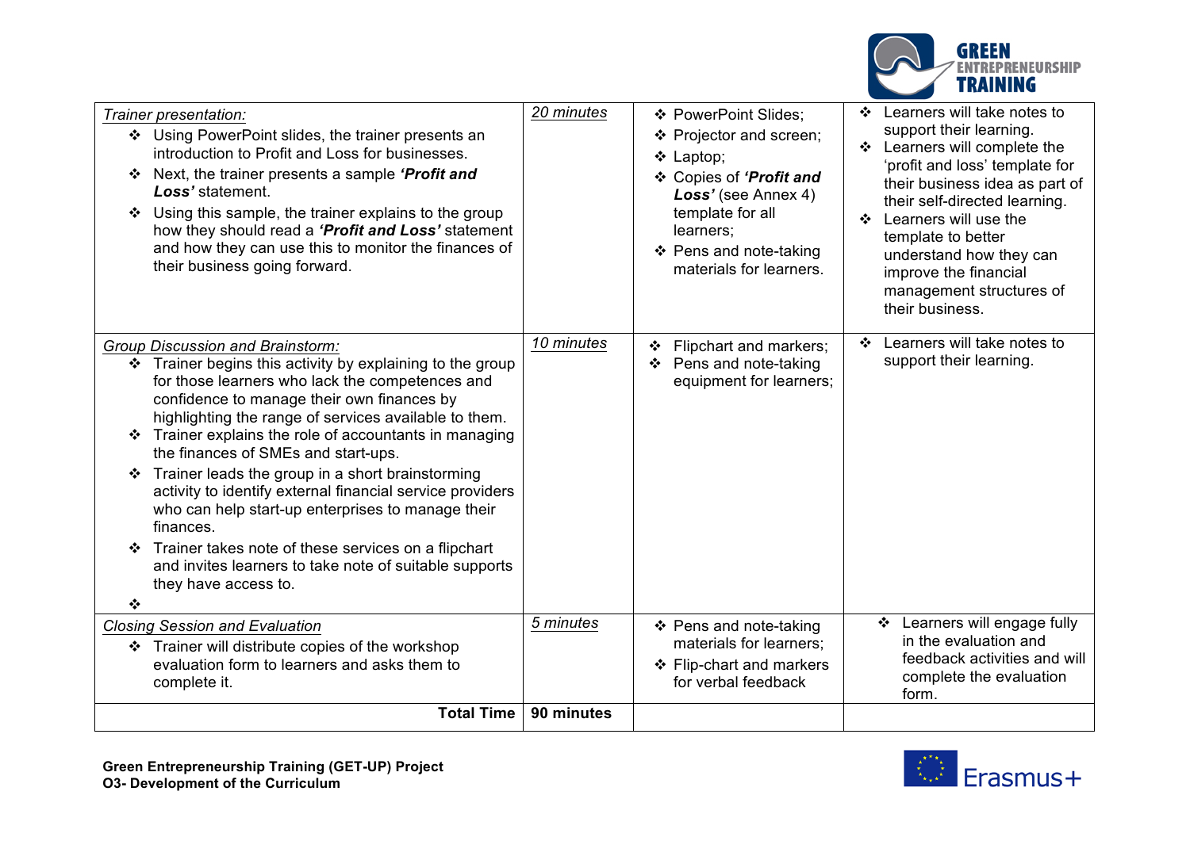| | | | |
|---|---|---|---|
| *Trainer presentation:*<br>❖ Using PowerPoint slides, the trainer presents an introduction to Profit and Loss for businesses.<br>❖ Next, the trainer presents a sample ***'Profit and Loss'*** statement.<br>❖ Using this sample, the trainer explains to the group how they should read a ***'Profit and Loss'*** statement and how they can use this to monitor the finances of their business going forward. | *20 minutes* | ❖ PowerPoint Slides;<br>❖ Projector and screen;<br>❖ Laptop;<br>❖ Copies of ***'Profit and Loss'*** (see Annex 4) template for all learners;<br>❖ Pens and note-taking materials for learners. | ❖ Learners will take notes to support their learning.<br>❖ Learners will complete the 'profit and loss' template for their business idea as part of their self-directed learning.<br>❖ Learners will use the template to better understand how they can improve the financial management structures of their business. |
| *Group Discussion and Brainstorm:*<br>❖ Trainer begins this activity by explaining to the group for those learners who lack the competences and confidence to manage their own finances by highlighting the range of services available to them.<br>❖ Trainer explains the role of accountants in managing the finances of SMEs and start-ups.<br>❖ Trainer leads the group in a short brainstorming activity to identify external financial service providers who can help start-up enterprises to manage their finances.<br>❖ Trainer takes note of these services on a flipchart and invites learners to take note of suitable supports they have access to.<br>❖ | *10 minutes* | ❖ Flipchart and markers;<br>❖ Pens and note-taking equipment for learners; | ❖ Learners will take notes to support their learning. |
| *Closing Session and Evaluation*<br>❖ Trainer will distribute copies of the workshop evaluation form to learners and asks them to complete it. | *5 minutes* | ❖ Pens and note-taking materials for learners;<br>❖ Flip-chart and markers for verbal feedback | ❖ Learners will engage fully in the evaluation and feedback activities and will complete the evaluation form. |
| **Total Time** | **90 minutes** | | |

**Green Entrepreneurship Training (GET-UP) Project**
**O3- Development of the Curriculum**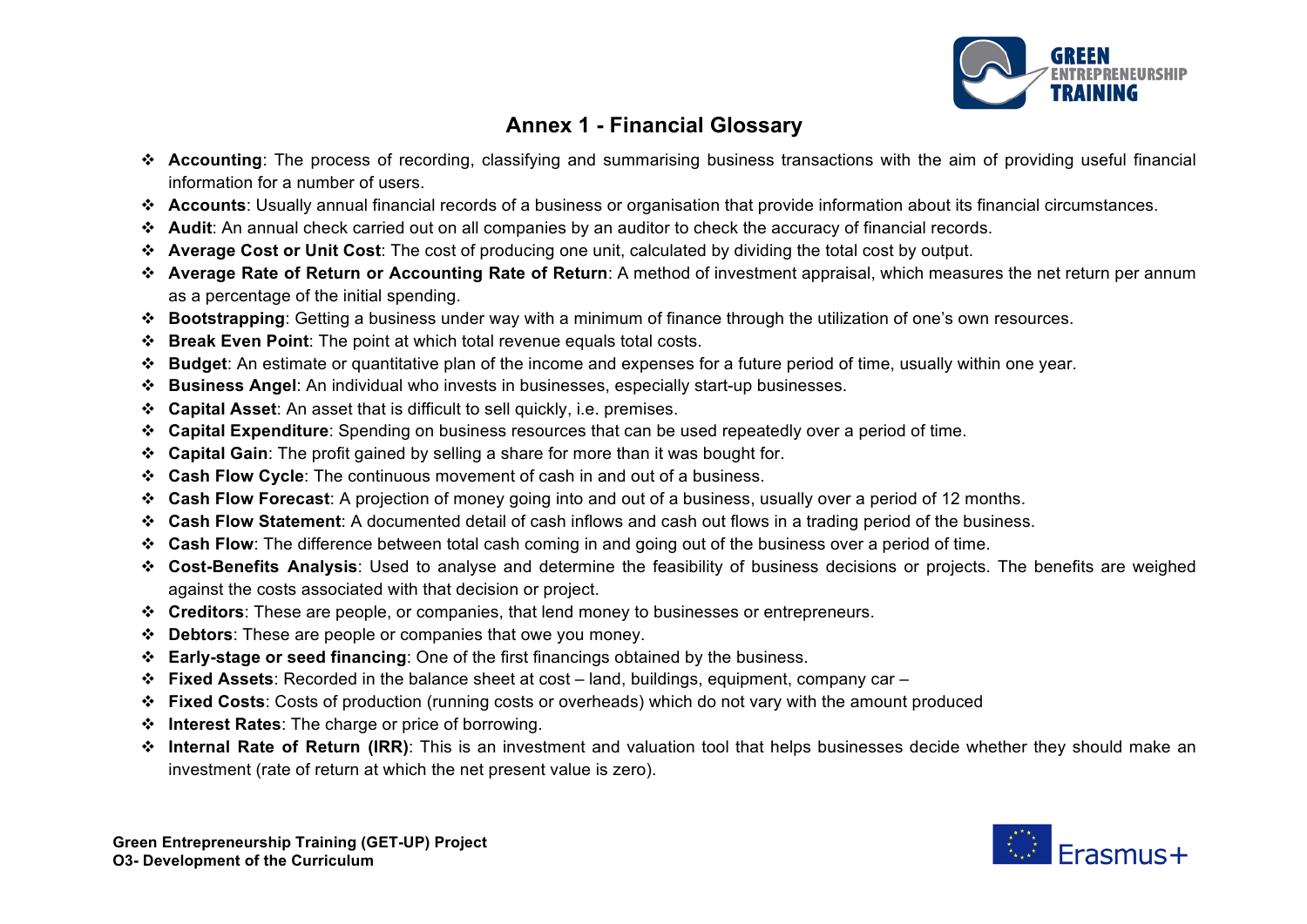# Annex 1 - Financial Glossary

- **Accounting**: The process of recording, classifying and summarising business transactions with the aim of providing useful financial information for a number of users.
- **Accounts**: Usually annual financial records of a business or organisation that provide information about its financial circumstances.
- **Audit**: An annual check carried out on all companies by an auditor to check the accuracy of financial records.
- **Average Cost or Unit Cost**: The cost of producing one unit, calculated by dividing the total cost by output.
- **Average Rate of Return or Accounting Rate of Return**: A method of investment appraisal, which measures the net return per annum as a percentage of the initial spending.
- **Bootstrapping**: Getting a business under way with a minimum of finance through the utilization of one's own resources.
- **Break Even Point**: The point at which total revenue equals total costs.
- **Budget**: An estimate or quantitative plan of the income and expenses for a future period of time, usually within one year.
- **Business Angel**: An individual who invests in businesses, especially start-up businesses.
- **Capital Asset**: An asset that is difficult to sell quickly, i.e. premises.
- **Capital Expenditure**: Spending on business resources that can be used repeatedly over a period of time.
- **Capital Gain**: The profit gained by selling a share for more than it was bought for.
- **Cash Flow Cycle**: The continuous movement of cash in and out of a business.
- **Cash Flow Forecast**: A projection of money going into and out of a business, usually over a period of 12 months.
- **Cash Flow Statement**: A documented detail of cash inflows and cash out flows in a trading period of the business.
- **Cash Flow**: The difference between total cash coming in and going out of the business over a period of time.
- **Cost-Benefits Analysis**: Used to analyse and determine the feasibility of business decisions or projects. The benefits are weighed against the costs associated with that decision or project.
- **Creditors**: These are people, or companies, that lend money to businesses or entrepreneurs.
- **Debtors**: These are people or companies that owe you money.
- **Early-stage or seed financing**: One of the first financings obtained by the business.
- **Fixed Assets**: Recorded in the balance sheet at cost – land, buildings, equipment, company car –
- **Fixed Costs**: Costs of production (running costs or overheads) which do not vary with the amount produced
- **Interest Rates**: The charge or price of borrowing.
- **Internal Rate of Return (IRR)**: This is an investment and valuation tool that helps businesses decide whether they should make an investment (rate of return at which the net present value is zero).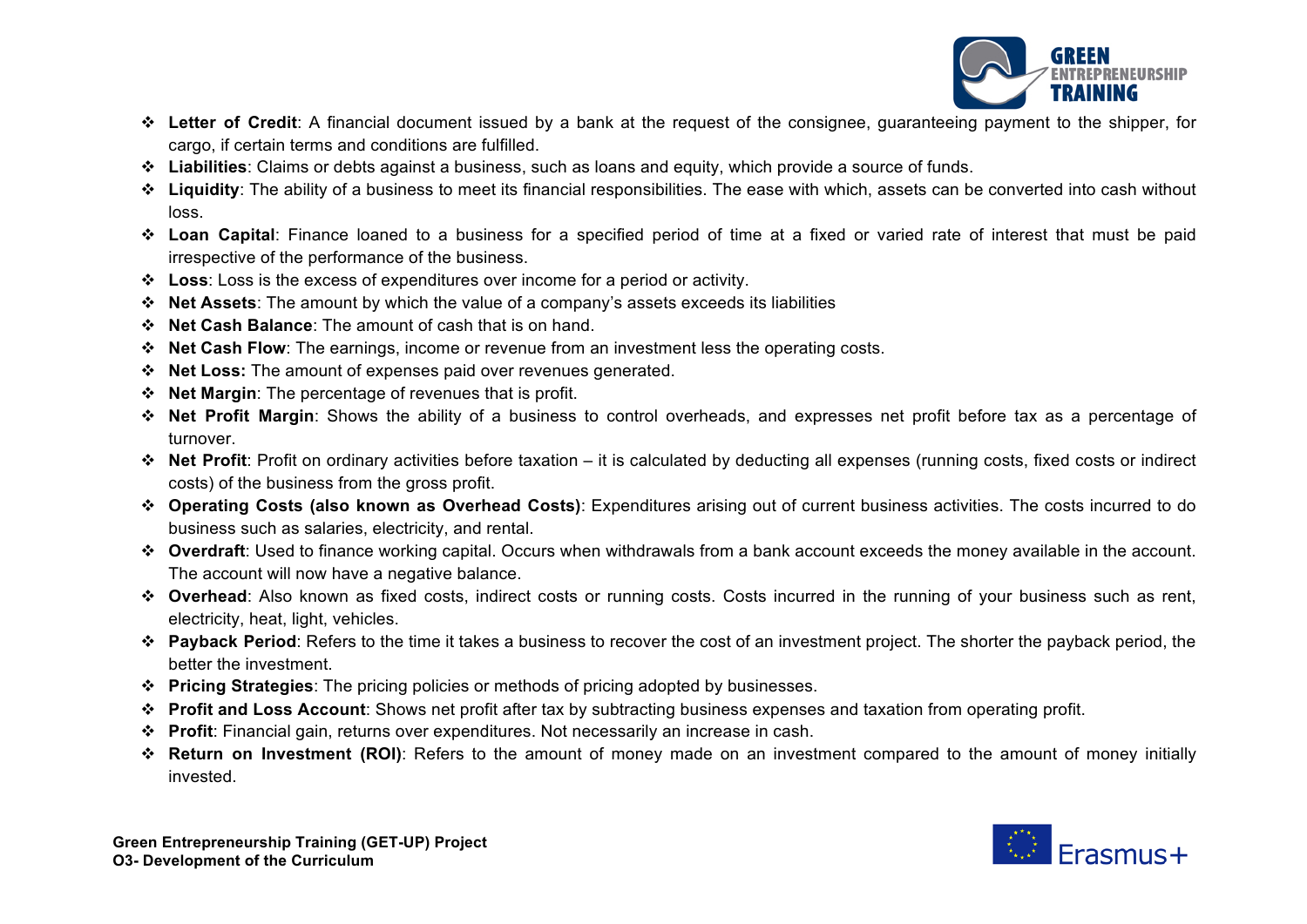- **Letter of Credit**: A financial document issued by a bank at the request of the consignee, guaranteeing payment to the shipper, for cargo, if certain terms and conditions are fulfilled.
- **Liabilities**: Claims or debts against a business, such as loans and equity, which provide a source of funds.
- **Liquidity**: The ability of a business to meet its financial responsibilities. The ease with which, assets can be converted into cash without loss.
- **Loan Capital**: Finance loaned to a business for a specified period of time at a fixed or varied rate of interest that must be paid irrespective of the performance of the business.
- **Loss**: Loss is the excess of expenditures over income for a period or activity.
- **Net Assets**: The amount by which the value of a company's assets exceeds its liabilities
- **Net Cash Balance**: The amount of cash that is on hand.
- **Net Cash Flow**: The earnings, income or revenue from an investment less the operating costs.
- **Net Loss:** The amount of expenses paid over revenues generated.
- **Net Margin**: The percentage of revenues that is profit.
- **Net Profit Margin**: Shows the ability of a business to control overheads, and expresses net profit before tax as a percentage of turnover.
- **Net Profit**: Profit on ordinary activities before taxation – it is calculated by deducting all expenses (running costs, fixed costs or indirect costs) of the business from the gross profit.
- **Operating Costs (also known as Overhead Costs)**: Expenditures arising out of current business activities. The costs incurred to do business such as salaries, electricity, and rental.
- **Overdraft**: Used to finance working capital. Occurs when withdrawals from a bank account exceeds the money available in the account. The account will now have a negative balance.
- **Overhead**: Also known as fixed costs, indirect costs or running costs. Costs incurred in the running of your business such as rent, electricity, heat, light, vehicles.
- **Payback Period**: Refers to the time it takes a business to recover the cost of an investment project. The shorter the payback period, the better the investment.
- **Pricing Strategies**: The pricing policies or methods of pricing adopted by businesses.
- **Profit and Loss Account**: Shows net profit after tax by subtracting business expenses and taxation from operating profit.
- **Profit**: Financial gain, returns over expenditures. Not necessarily an increase in cash.
- **Return on Investment (ROI)**: Refers to the amount of money made on an investment compared to the amount of money initially invested.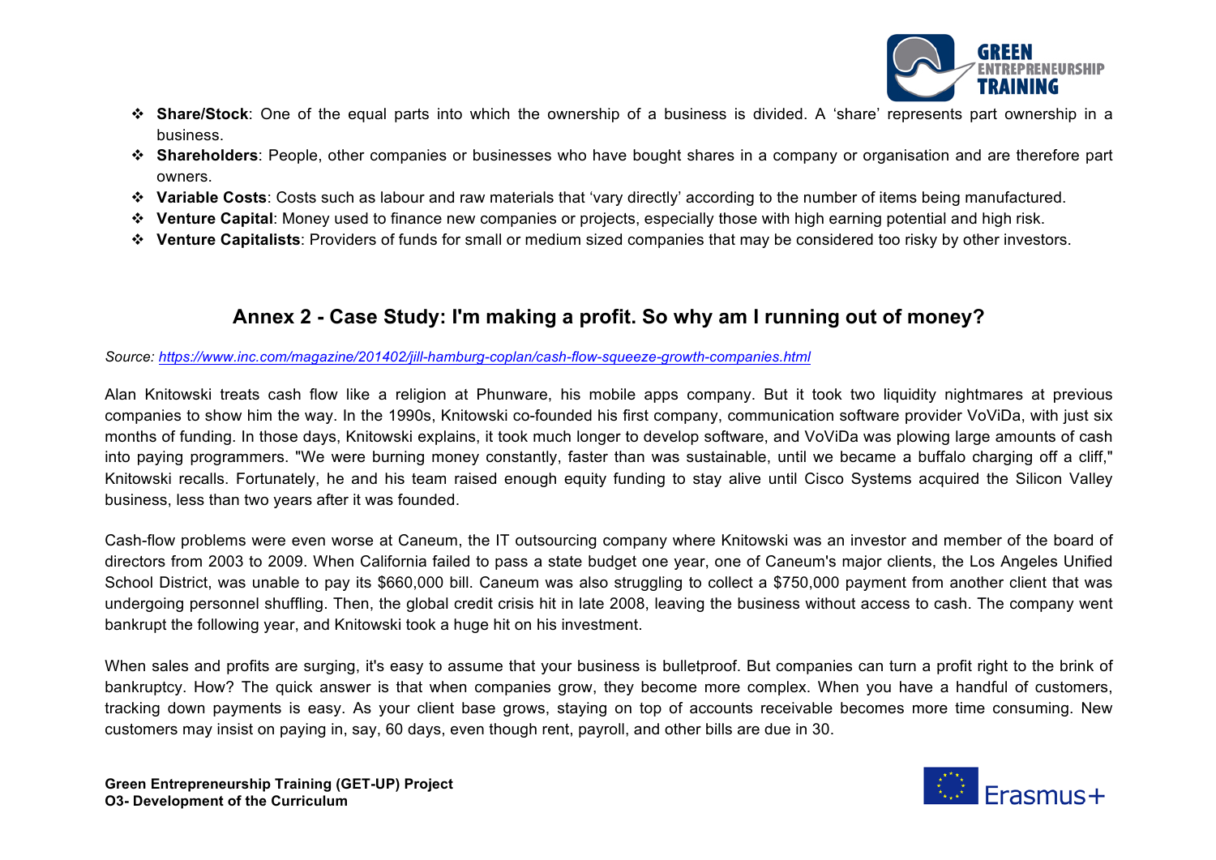- **Share/Stock**: One of the equal parts into which the ownership of a business is divided. A 'share' represents part ownership in a business.
- **Shareholders**: People, other companies or businesses who have bought shares in a company or organisation and are therefore part owners.
- **Variable Costs**: Costs such as labour and raw materials that 'vary directly' according to the number of items being manufactured.
- **Venture Capital**: Money used to finance new companies or projects, especially those with high earning potential and high risk.
- **Venture Capitalists**: Providers of funds for small or medium sized companies that may be considered too risky by other investors.

## Annex 2 - Case Study: I'm making a profit. So why am I running out of money?

*Source: [https://www.inc.com/magazine/201402/jill-hamburg-coplan/cash-flow-squeeze-growth-companies.html](https://www.inc.com/magazine/201402/jill-hamburg-coplan/cash-flow-squeeze-growth-companies.html)*

Alan Knitowski treats cash flow like a religion at Phunware, his mobile apps company. But it took two liquidity nightmares at previous companies to show him the way. In the 1990s, Knitowski co-founded his first company, communication software provider VoViDa, with just six months of funding. In those days, Knitowski explains, it took much longer to develop software, and VoViDa was plowing large amounts of cash into paying programmers. "We were burning money constantly, faster than was sustainable, until we became a buffalo charging off a cliff," Knitowski recalls. Fortunately, he and his team raised enough equity funding to stay alive until Cisco Systems acquired the Silicon Valley business, less than two years after it was founded.

Cash-flow problems were even worse at Caneum, the IT outsourcing company where Knitowski was an investor and member of the board of directors from 2003 to 2009. When California failed to pass a state budget one year, one of Caneum's major clients, the Los Angeles Unified School District, was unable to pay its $660,000 bill. Caneum was also struggling to collect a $750,000 payment from another client that was undergoing personnel shuffling. Then, the global credit crisis hit in late 2008, leaving the business without access to cash. The company went bankrupt the following year, and Knitowski took a huge hit on his investment.

When sales and profits are surging, it's easy to assume that your business is bulletproof. But companies can turn a profit right to the brink of bankruptcy. How? The quick answer is that when companies grow, they become more complex. When you have a handful of customers, tracking down payments is easy. As your client base grows, staying on top of accounts receivable becomes more time consuming. New customers may insist on paying in, say, 60 days, even though rent, payroll, and other bills are due in 30.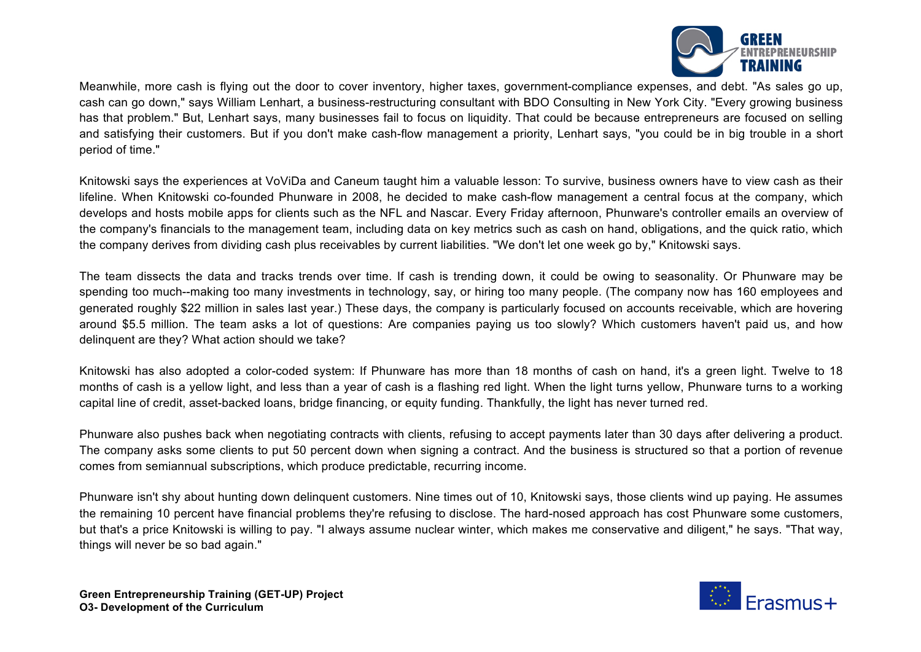Meanwhile, more cash is flying out the door to cover inventory, higher taxes, government-compliance expenses, and debt. "As sales go up, cash can go down," says William Lenhart, a business-restructuring consultant with BDO Consulting in New York City. "Every growing business has that problem." But, Lenhart says, many businesses fail to focus on liquidity. That could be because entrepreneurs are focused on selling and satisfying their customers. But if you don't make cash-flow management a priority, Lenhart says, "you could be in big trouble in a short period of time."

Knitowski says the experiences at VoViDa and Caneum taught him a valuable lesson: To survive, business owners have to view cash as their lifeline. When Knitowski co-founded Phunware in 2008, he decided to make cash-flow management a central focus at the company, which develops and hosts mobile apps for clients such as the NFL and Nascar. Every Friday afternoon, Phunware's controller emails an overview of the company's financials to the management team, including data on key metrics such as cash on hand, obligations, and the quick ratio, which the company derives from dividing cash plus receivables by current liabilities. "We don't let one week go by," Knitowski says.

The team dissects the data and tracks trends over time. If cash is trending down, it could be owing to seasonality. Or Phunware may be spending too much--making too many investments in technology, say, or hiring too many people. (The company now has 160 employees and generated roughly $22 million in sales last year.) These days, the company is particularly focused on accounts receivable, which are hovering around $5.5 million. The team asks a lot of questions: Are companies paying us too slowly? Which customers haven't paid us, and how delinquent are they? What action should we take?

Knitowski has also adopted a color-coded system: If Phunware has more than 18 months of cash on hand, it's a green light. Twelve to 18 months of cash is a yellow light, and less than a year of cash is a flashing red light. When the light turns yellow, Phunware turns to a working capital line of credit, asset-backed loans, bridge financing, or equity funding. Thankfully, the light has never turned red.

Phunware also pushes back when negotiating contracts with clients, refusing to accept payments later than 30 days after delivering a product. The company asks some clients to put 50 percent down when signing a contract. And the business is structured so that a portion of revenue comes from semiannual subscriptions, which produce predictable, recurring income.

Phunware isn't shy about hunting down delinquent customers. Nine times out of 10, Knitowski says, those clients wind up paying. He assumes the remaining 10 percent have financial problems they're refusing to disclose. The hard-nosed approach has cost Phunware some customers, but that's a price Knitowski is willing to pay. "I always assume nuclear winter, which makes me conservative and diligent," he says. "That way, things will never be so bad again."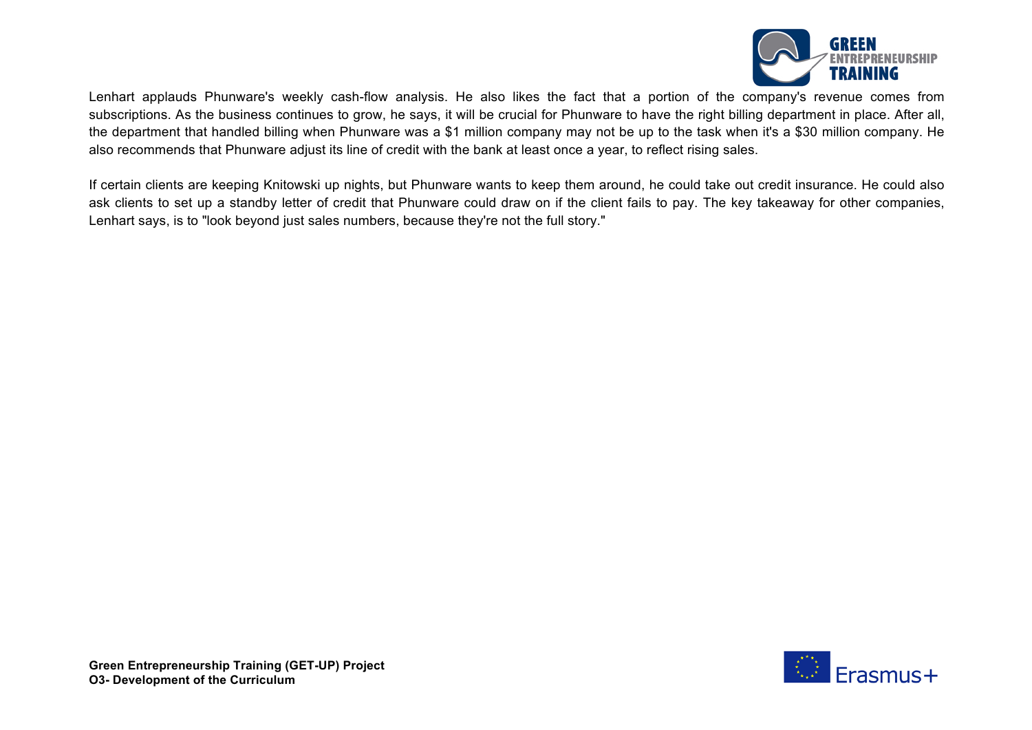Lenhart applauds Phunware's weekly cash-flow analysis. He also likes the fact that a portion of the company's revenue comes from subscriptions. As the business continues to grow, he says, it will be crucial for Phunware to have the right billing department in place. After all, the department that handled billing when Phunware was a $1 million company may not be up to the task when it's a $30 million company. He also recommends that Phunware adjust its line of credit with the bank at least once a year, to reflect rising sales.

If certain clients are keeping Knitowski up nights, but Phunware wants to keep them around, he could take out credit insurance. He could also ask clients to set up a standby letter of credit that Phunware could draw on if the client fails to pay. The key takeaway for other companies, Lenhart says, is to "look beyond just sales numbers, because they're not the full story."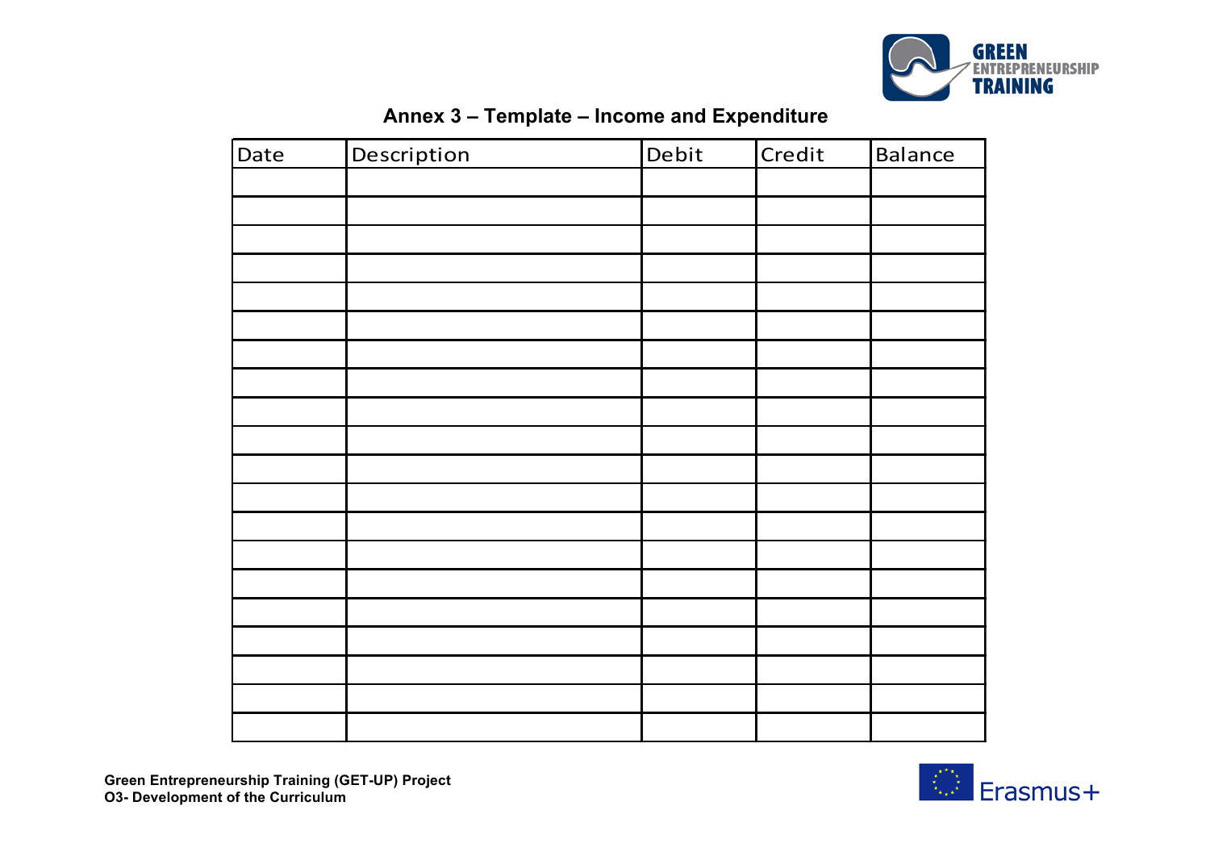## Annex 3 – Template – Income and Expenditure

| Date | Description | Debit | Credit | Balance |
|---|---|---|---|---|
| | | | | |
| | | | | |
| | | | | |
| | | | | |
| | | | | |
| | | | | |
| | | | | |
| | | | | |
| | | | | |
| | | | | |
| | | | | |
| | | | | |
| | | | | |
| | | | | |
| | | | | |
| | | | | |
| | | | | |
| | | | | |
| | | | | |
| | | | | |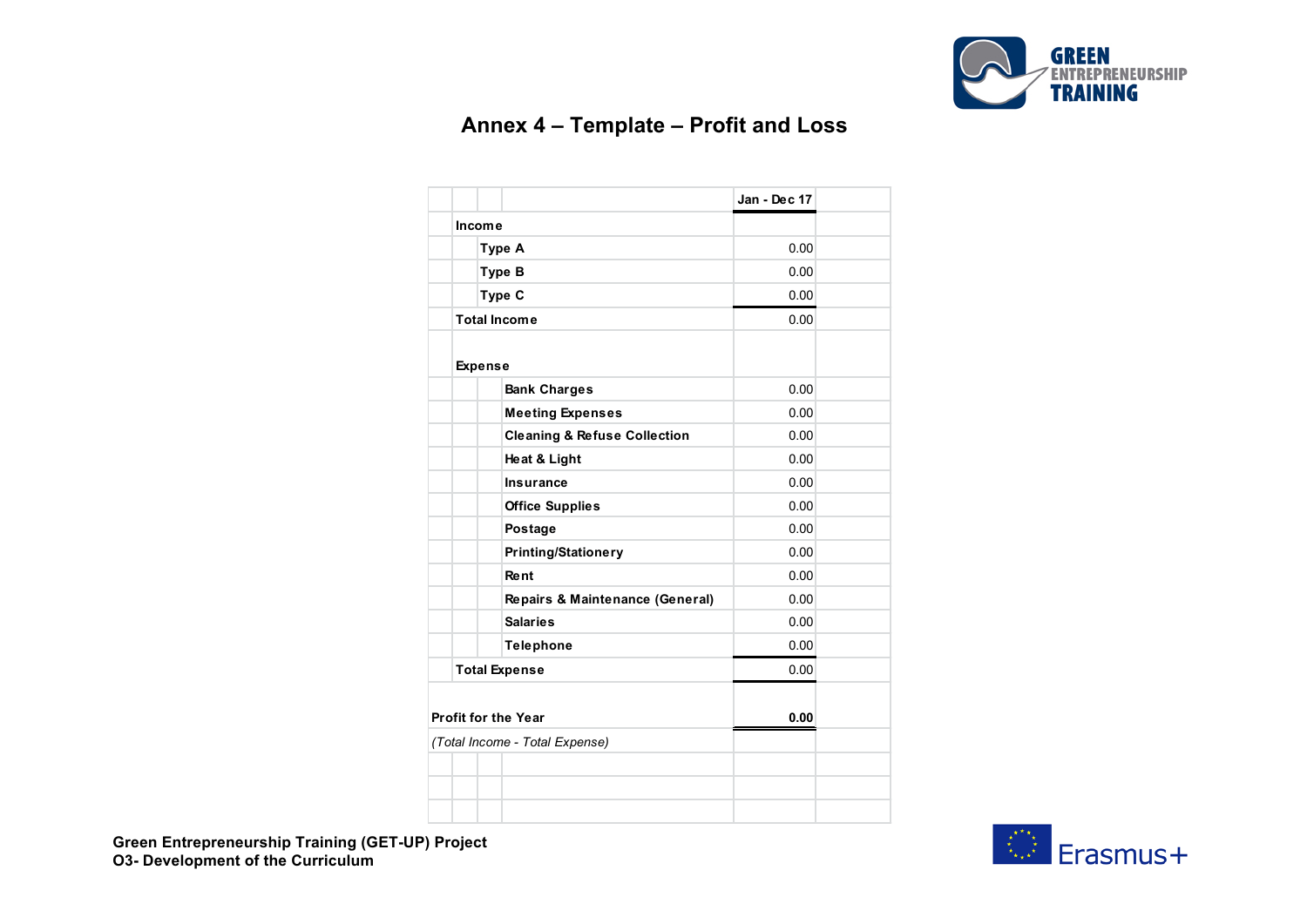## Annex 4 – Template – Profit and Loss

| | Jan - Dec 17 |
|---|---|
| **Income** | |
| **Type A** | 0.00 |
| **Type B** | 0.00 |
| **Type C** | 0.00 |
| **Total Income** | 0.00 |
| **Expense** | |
| **Bank Charges** | 0.00 |
| **Meeting Expenses** | 0.00 |
| **Cleaning & Refuse Collection** | 0.00 |
| **Heat & Light** | 0.00 |
| **Insurance** | 0.00 |
| **Office Supplies** | 0.00 |
| **Postage** | 0.00 |
| **Printing/Stationery** | 0.00 |
| **Rent** | 0.00 |
| **Repairs & Maintenance (General)** | 0.00 |
| **Salaries** | 0.00 |
| **Telephone** | 0.00 |
| **Total Expense** | 0.00 |
| **Profit for the Year** | **0.00** |
| *(Total Income - Total Expense)* | |

**Green Entrepreneurship Training (GET-UP) Project**
**O3- Development of the Curriculum**